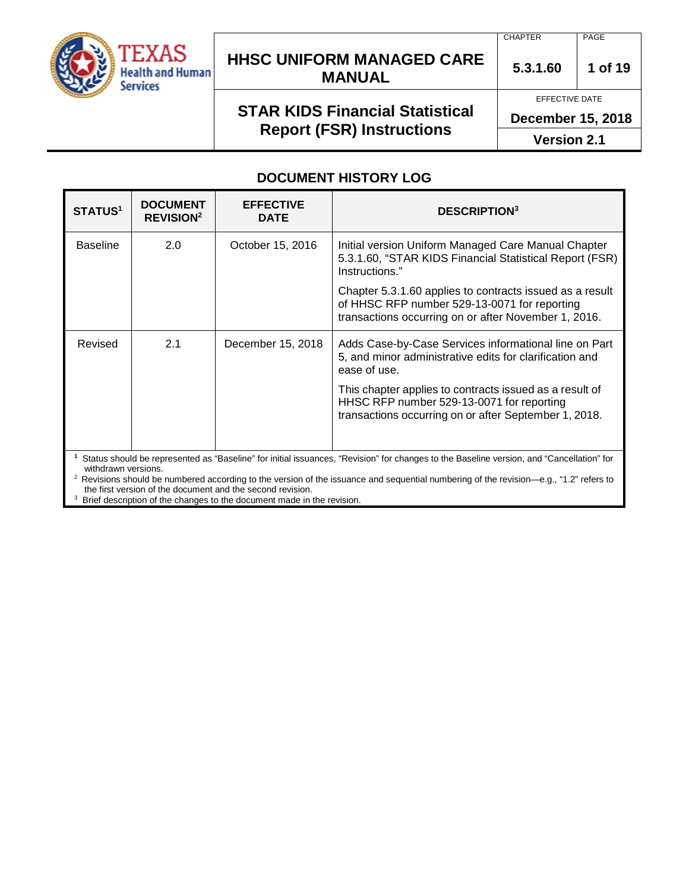# HHSC UNIFORM MANAGED CARE MANUAL

| CHAPTER | PAGE |
|---|---|
| 5.3.1.60 | 1 of 19 |

## STAR KIDS Financial Statistical Report (FSR) Instructions

EFFECTIVE DATE: **December 15, 2018**

**Version 2.1**

## DOCUMENT HISTORY LOG

| STATUS[1] | DOCUMENT REVISION[2] | EFFECTIVE DATE | DESCRIPTION[3] |
|---|---|---|---|
| Baseline | 2.0 | October 15, 2016 | Initial version Uniform Managed Care Manual Chapter 5.3.1.60, "STAR KIDS Financial Statistical Report (FSR) Instructions."<br><br>Chapter 5.3.1.60 applies to contracts issued as a result of HHSC RFP number 529-13-0071 for reporting transactions occurring on or after November 1, 2016. |
| Revised | 2.1 | December 15, 2018 | Adds Case-by-Case Services informational line on Part 5, and minor administrative edits for clarification and ease of use.<br><br>This chapter applies to contracts issued as a result of HHSC RFP number 529-13-0071 for reporting transactions occurring on or after September 1, 2018. |

[1] Status should be represented as "Baseline" for initial issuances, "Revision" for changes to the Baseline version, and "Cancellation" for withdrawn versions.

[2] Revisions should be numbered according to the version of the issuance and sequential numbering of the revision—e.g., "1.2" refers to the first version of the document and the second revision.

[3] Brief description of the changes to the document made in the revision.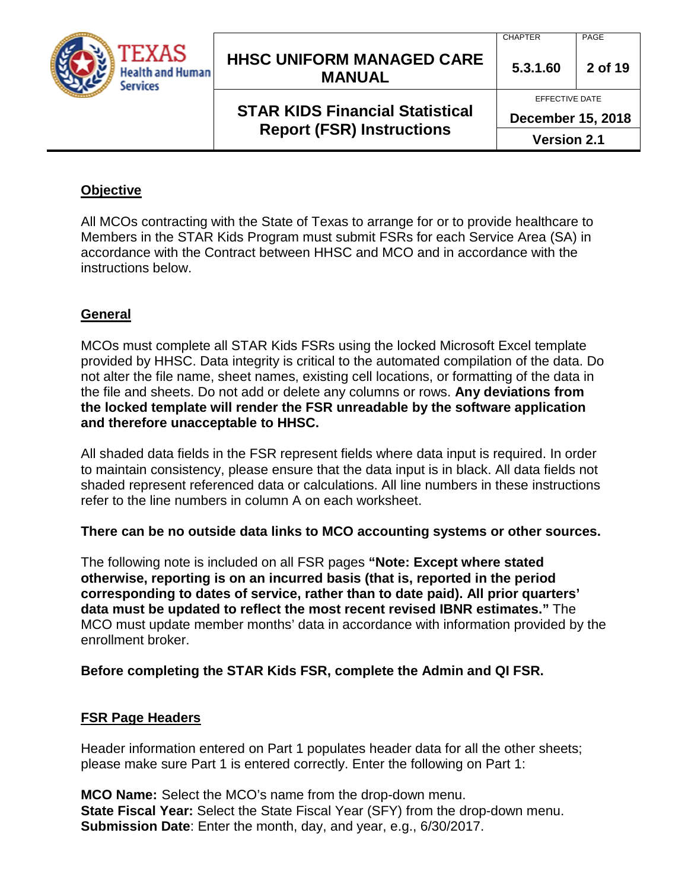## Objective

All MCOs contracting with the State of Texas to arrange for or to provide healthcare to Members in the STAR Kids Program must submit FSRs for each Service Area (SA) in accordance with the Contract between HHSC and MCO and in accordance with the instructions below.

## General

MCOs must complete all STAR Kids FSRs using the locked Microsoft Excel template provided by HHSC. Data integrity is critical to the automated compilation of the data. Do not alter the file name, sheet names, existing cell locations, or formatting of the data in the file and sheets. Do not add or delete any columns or rows. **Any deviations from the locked template will render the FSR unreadable by the software application and therefore unacceptable to HHSC.**

All shaded data fields in the FSR represent fields where data input is required. In order to maintain consistency, please ensure that the data input is in black. All data fields not shaded represent referenced data or calculations. All line numbers in these instructions refer to the line numbers in column A on each worksheet.

**There can be no outside data links to MCO accounting systems or other sources.**

The following note is included on all FSR pages **"Note: Except where stated otherwise, reporting is on an incurred basis (that is, reported in the period corresponding to dates of service, rather than to date paid). All prior quarters' data must be updated to reflect the most recent revised IBNR estimates."** The MCO must update member months' data in accordance with information provided by the enrollment broker.

**Before completing the STAR Kids FSR, complete the Admin and QI FSR.**

## FSR Page Headers

Header information entered on Part 1 populates header data for all the other sheets; please make sure Part 1 is entered correctly. Enter the following on Part 1:

**MCO Name:** Select the MCO's name from the drop-down menu.
**State Fiscal Year:** Select the State Fiscal Year (SFY) from the drop-down menu.
**Submission Date**: Enter the month, day, and year, e.g., 6/30/2017.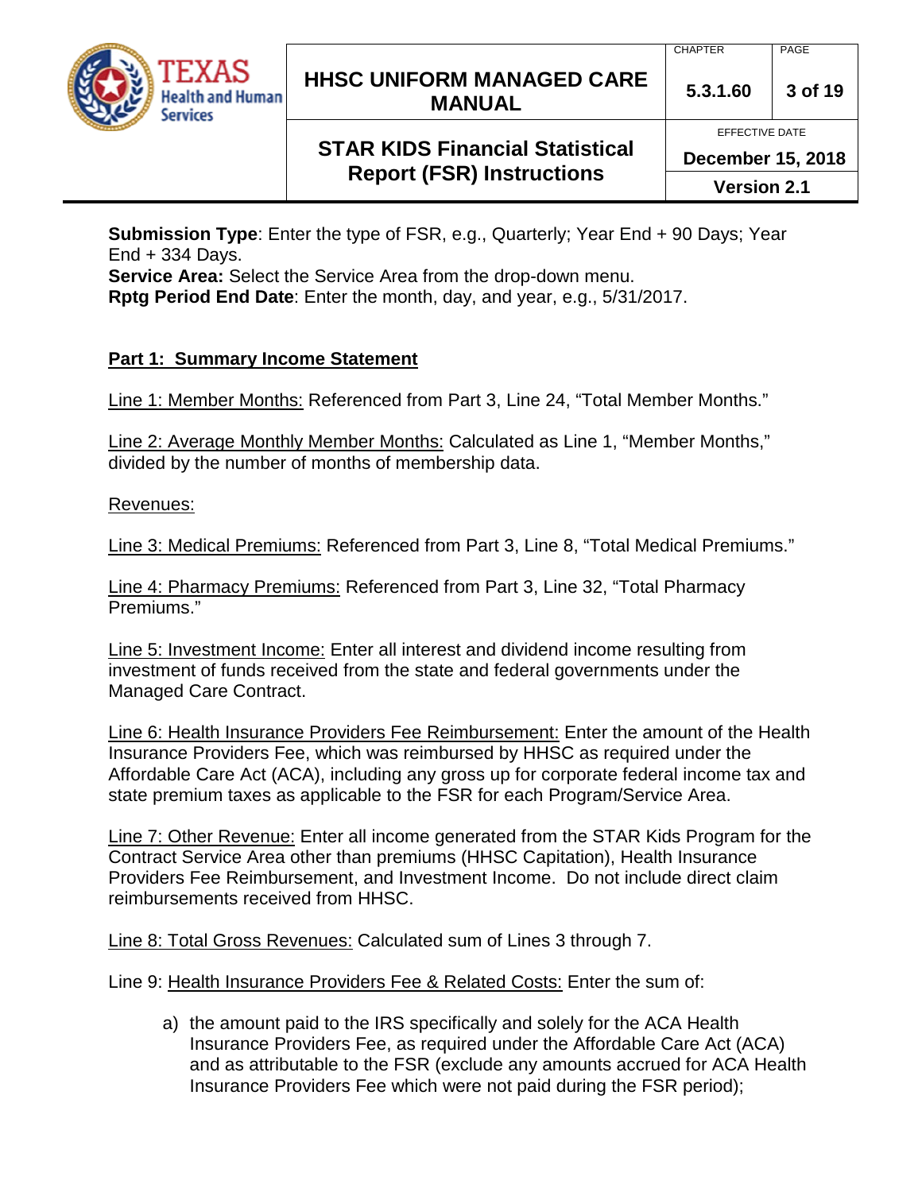**Submission Type**: Enter the type of FSR, e.g., Quarterly; Year End + 90 Days; Year End + 334 Days.
**Service Area:** Select the Service Area from the drop-down menu.
**Rptg Period End Date**: Enter the month, day, and year, e.g., 5/31/2017.

## Part 1: Summary Income Statement

Line 1: Member Months: Referenced from Part 3, Line 24, "Total Member Months."

Line 2: Average Monthly Member Months: Calculated as Line 1, "Member Months," divided by the number of months of membership data.

Revenues:

Line 3: Medical Premiums: Referenced from Part 3, Line 8, "Total Medical Premiums."

Line 4: Pharmacy Premiums: Referenced from Part 3, Line 32, "Total Pharmacy Premiums."

Line 5: Investment Income: Enter all interest and dividend income resulting from investment of funds received from the state and federal governments under the Managed Care Contract.

Line 6: Health Insurance Providers Fee Reimbursement: Enter the amount of the Health Insurance Providers Fee, which was reimbursed by HHSC as required under the Affordable Care Act (ACA), including any gross up for corporate federal income tax and state premium taxes as applicable to the FSR for each Program/Service Area.

Line 7: Other Revenue: Enter all income generated from the STAR Kids Program for the Contract Service Area other than premiums (HHSC Capitation), Health Insurance Providers Fee Reimbursement, and Investment Income. Do not include direct claim reimbursements received from HHSC.

Line 8: Total Gross Revenues: Calculated sum of Lines 3 through 7.

Line 9: Health Insurance Providers Fee & Related Costs: Enter the sum of:

a) the amount paid to the IRS specifically and solely for the ACA Health Insurance Providers Fee, as required under the Affordable Care Act (ACA) and as attributable to the FSR (exclude any amounts accrued for ACA Health Insurance Providers Fee which were not paid during the FSR period);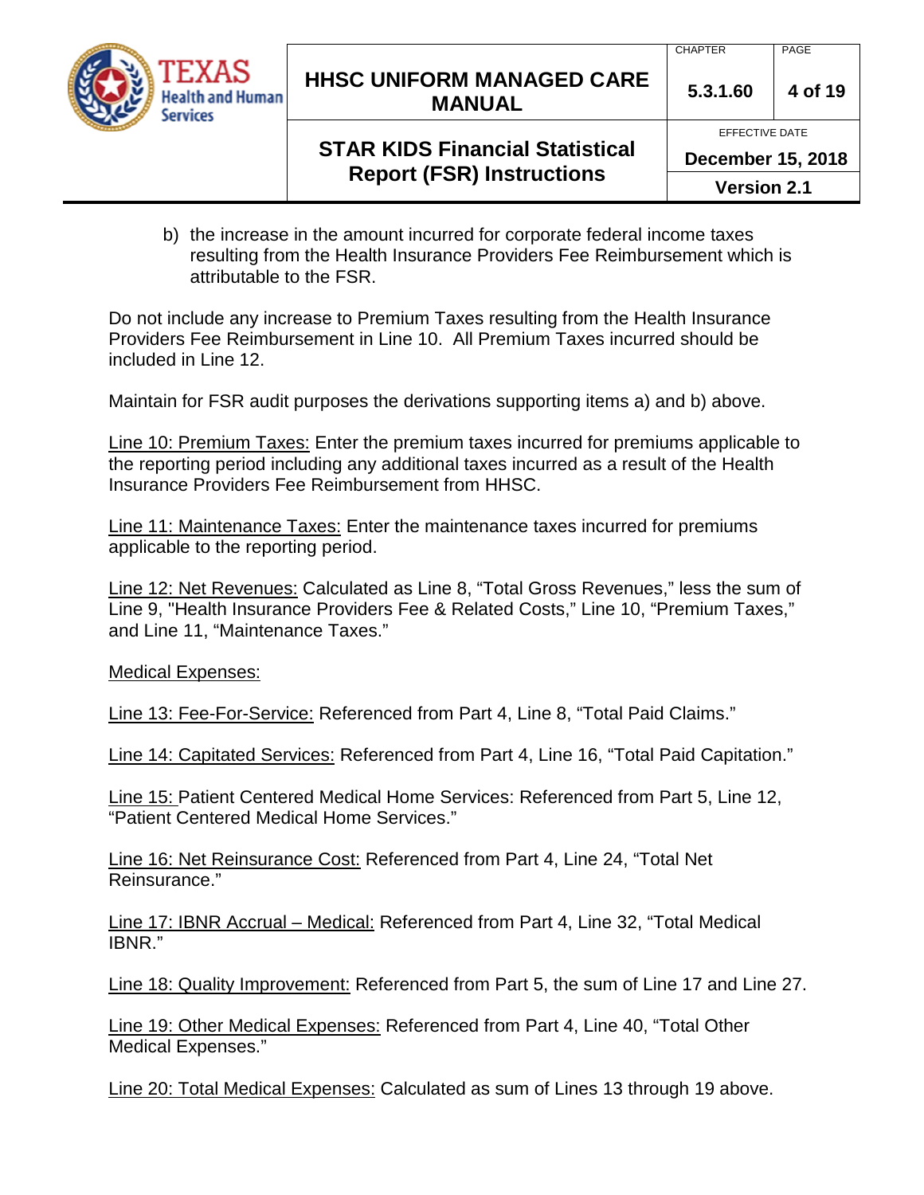b) the increase in the amount incurred for corporate federal income taxes resulting from the Health Insurance Providers Fee Reimbursement which is attributable to the FSR.

Do not include any increase to Premium Taxes resulting from the Health Insurance Providers Fee Reimbursement in Line 10. All Premium Taxes incurred should be included in Line 12.

Maintain for FSR audit purposes the derivations supporting items a) and b) above.

<u>Line 10: Premium Taxes:</u> Enter the premium taxes incurred for premiums applicable to the reporting period including any additional taxes incurred as a result of the Health Insurance Providers Fee Reimbursement from HHSC.

<u>Line 11: Maintenance Taxes:</u> Enter the maintenance taxes incurred for premiums applicable to the reporting period.

<u>Line 12: Net Revenues:</u> Calculated as Line 8, "Total Gross Revenues," less the sum of Line 9, "Health Insurance Providers Fee & Related Costs," Line 10, "Premium Taxes," and Line 11, "Maintenance Taxes."

<u>Medical Expenses:</u>

<u>Line 13: Fee-For-Service:</u> Referenced from Part 4, Line 8, "Total Paid Claims."

<u>Line 14: Capitated Services:</u> Referenced from Part 4, Line 16, "Total Paid Capitation."

<u>Line 15:</u> Patient Centered Medical Home Services: Referenced from Part 5, Line 12, "Patient Centered Medical Home Services."

<u>Line 16: Net Reinsurance Cost:</u> Referenced from Part 4, Line 24, "Total Net Reinsurance."

<u>Line 17: IBNR Accrual – Medical:</u> Referenced from Part 4, Line 32, "Total Medical IBNR."

<u>Line 18: Quality Improvement:</u> Referenced from Part 5, the sum of Line 17 and Line 27.

<u>Line 19: Other Medical Expenses:</u> Referenced from Part 4, Line 40, "Total Other Medical Expenses."

<u>Line 20: Total Medical Expenses:</u> Calculated as sum of Lines 13 through 19 above.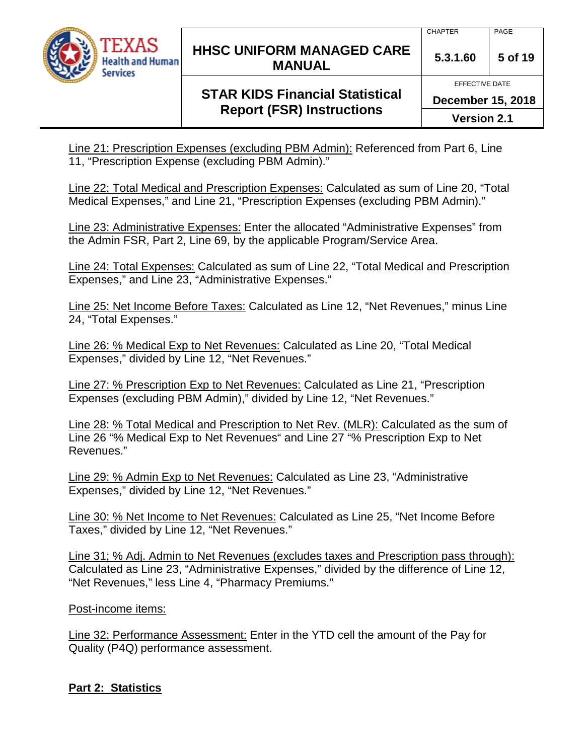Line 21: Prescription Expenses (excluding PBM Admin): Referenced from Part 6, Line 11, "Prescription Expense (excluding PBM Admin)."

Line 22: Total Medical and Prescription Expenses: Calculated as sum of Line 20, "Total Medical Expenses," and Line 21, "Prescription Expenses (excluding PBM Admin)."

Line 23: Administrative Expenses: Enter the allocated "Administrative Expenses" from the Admin FSR, Part 2, Line 69, by the applicable Program/Service Area.

Line 24: Total Expenses: Calculated as sum of Line 22, "Total Medical and Prescription Expenses," and Line 23, "Administrative Expenses."

Line 25: Net Income Before Taxes: Calculated as Line 12, "Net Revenues," minus Line 24, "Total Expenses."

Line 26: % Medical Exp to Net Revenues: Calculated as Line 20, "Total Medical Expenses," divided by Line 12, "Net Revenues."

Line 27: % Prescription Exp to Net Revenues: Calculated as Line 21, "Prescription Expenses (excluding PBM Admin)," divided by Line 12, "Net Revenues."

Line 28: % Total Medical and Prescription to Net Rev. (MLR): Calculated as the sum of Line 26 "% Medical Exp to Net Revenues" and Line 27 "% Prescription Exp to Net Revenues."

Line 29: % Admin Exp to Net Revenues: Calculated as Line 23, "Administrative Expenses," divided by Line 12, "Net Revenues."

Line 30: % Net Income to Net Revenues: Calculated as Line 25, "Net Income Before Taxes," divided by Line 12, "Net Revenues."

Line 31; % Adj. Admin to Net Revenues (excludes taxes and Prescription pass through): Calculated as Line 23, "Administrative Expenses," divided by the difference of Line 12, "Net Revenues," less Line 4, "Pharmacy Premiums."

Post-income items:

Line 32: Performance Assessment: Enter in the YTD cell the amount of the Pay for Quality (P4Q) performance assessment.

## Part 2: Statistics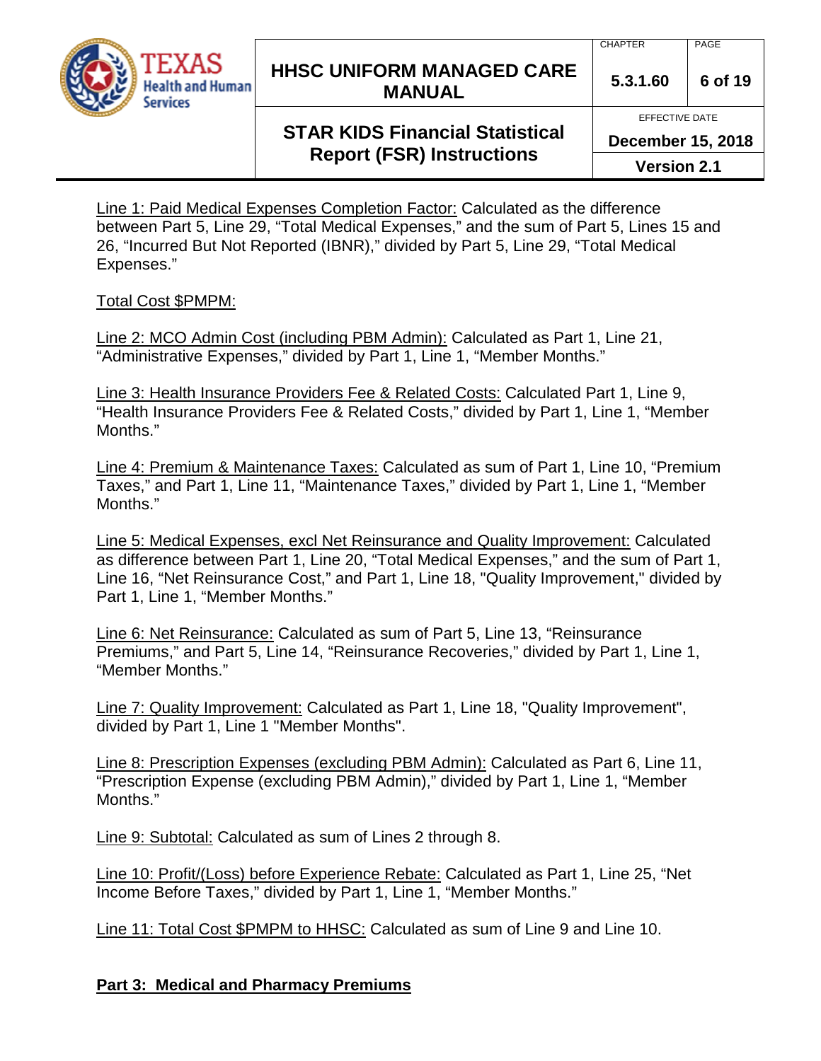Line 1: Paid Medical Expenses Completion Factor: Calculated as the difference between Part 5, Line 29, "Total Medical Expenses," and the sum of Part 5, Lines 15 and 26, "Incurred But Not Reported (IBNR)," divided by Part 5, Line 29, "Total Medical Expenses."

Total Cost $PMPM:

Line 2: MCO Admin Cost (including PBM Admin): Calculated as Part 1, Line 21, "Administrative Expenses," divided by Part 1, Line 1, "Member Months."

Line 3: Health Insurance Providers Fee & Related Costs: Calculated Part 1, Line 9, "Health Insurance Providers Fee & Related Costs," divided by Part 1, Line 1, "Member Months."

Line 4: Premium & Maintenance Taxes: Calculated as sum of Part 1, Line 10, "Premium Taxes," and Part 1, Line 11, "Maintenance Taxes," divided by Part 1, Line 1, "Member Months."

Line 5: Medical Expenses, excl Net Reinsurance and Quality Improvement: Calculated as difference between Part 1, Line 20, "Total Medical Expenses," and the sum of Part 1, Line 16, "Net Reinsurance Cost," and Part 1, Line 18, "Quality Improvement," divided by Part 1, Line 1, "Member Months."

Line 6: Net Reinsurance: Calculated as sum of Part 5, Line 13, "Reinsurance Premiums," and Part 5, Line 14, "Reinsurance Recoveries," divided by Part 1, Line 1, "Member Months."

Line 7: Quality Improvement: Calculated as Part 1, Line 18, "Quality Improvement", divided by Part 1, Line 1 "Member Months".

Line 8: Prescription Expenses (excluding PBM Admin): Calculated as Part 6, Line 11, "Prescription Expense (excluding PBM Admin)," divided by Part 1, Line 1, "Member Months."

Line 9: Subtotal: Calculated as sum of Lines 2 through 8.

Line 10: Profit/(Loss) before Experience Rebate: Calculated as Part 1, Line 25, "Net Income Before Taxes," divided by Part 1, Line 1, "Member Months."

Line 11: Total Cost $PMPM to HHSC: Calculated as sum of Line 9 and Line 10.

## Part 3: Medical and Pharmacy Premiums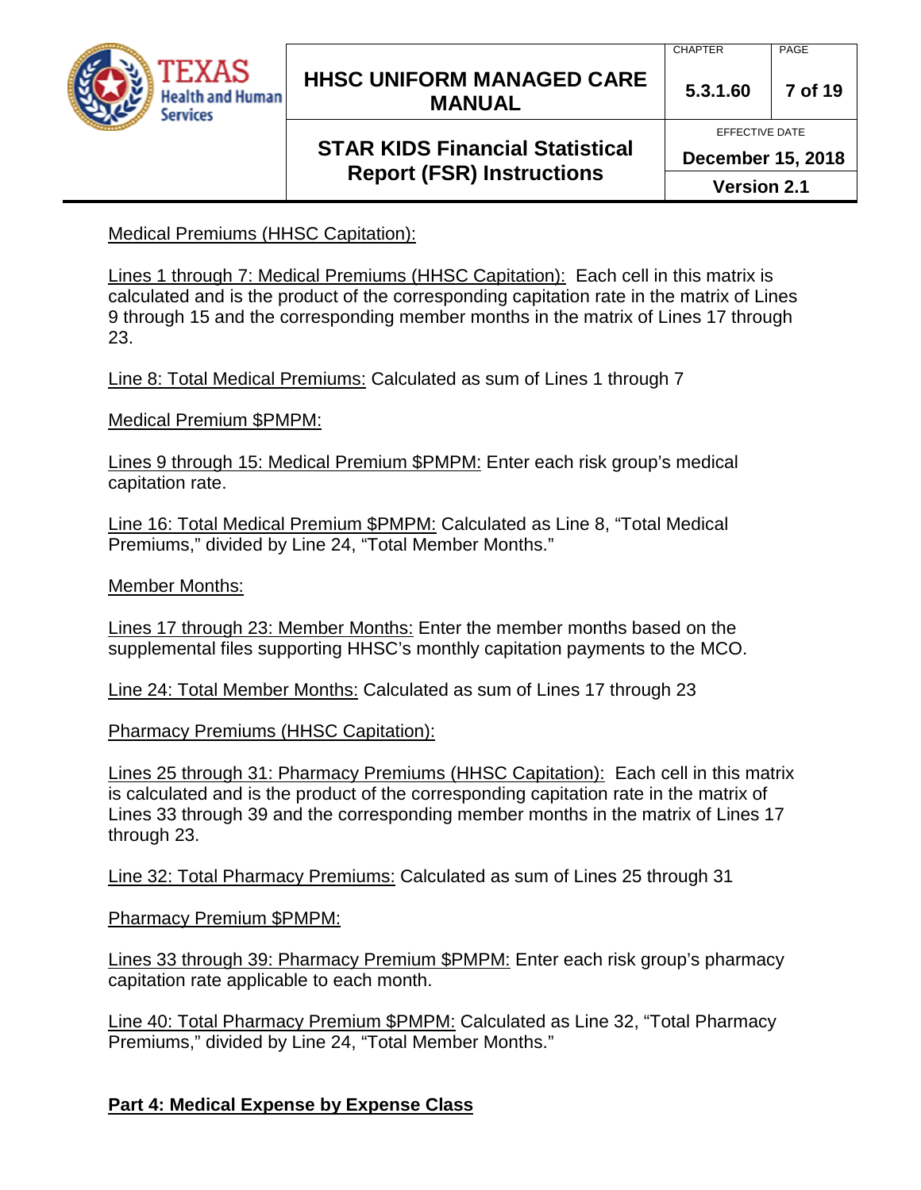Medical Premiums (HHSC Capitation):

Lines 1 through 7: Medical Premiums (HHSC Capitation): Each cell in this matrix is calculated and is the product of the corresponding capitation rate in the matrix of Lines 9 through 15 and the corresponding member months in the matrix of Lines 17 through 23.

Line 8: Total Medical Premiums: Calculated as sum of Lines 1 through 7

Medical Premium $PMPM:

Lines 9 through 15: Medical Premium $PMPM: Enter each risk group's medical capitation rate.

Line 16: Total Medical Premium $PMPM: Calculated as Line 8, "Total Medical Premiums," divided by Line 24, "Total Member Months."

Member Months:

Lines 17 through 23: Member Months: Enter the member months based on the supplemental files supporting HHSC's monthly capitation payments to the MCO.

Line 24: Total Member Months: Calculated as sum of Lines 17 through 23

Pharmacy Premiums (HHSC Capitation):

Lines 25 through 31: Pharmacy Premiums (HHSC Capitation): Each cell in this matrix is calculated and is the product of the corresponding capitation rate in the matrix of Lines 33 through 39 and the corresponding member months in the matrix of Lines 17 through 23.

Line 32: Total Pharmacy Premiums: Calculated as sum of Lines 25 through 31

Pharmacy Premium $PMPM:

Lines 33 through 39: Pharmacy Premium $PMPM: Enter each risk group's pharmacy capitation rate applicable to each month.

Line 40: Total Pharmacy Premium $PMPM: Calculated as Line 32, "Total Pharmacy Premiums," divided by Line 24, "Total Member Months."

## Part 4: Medical Expense by Expense Class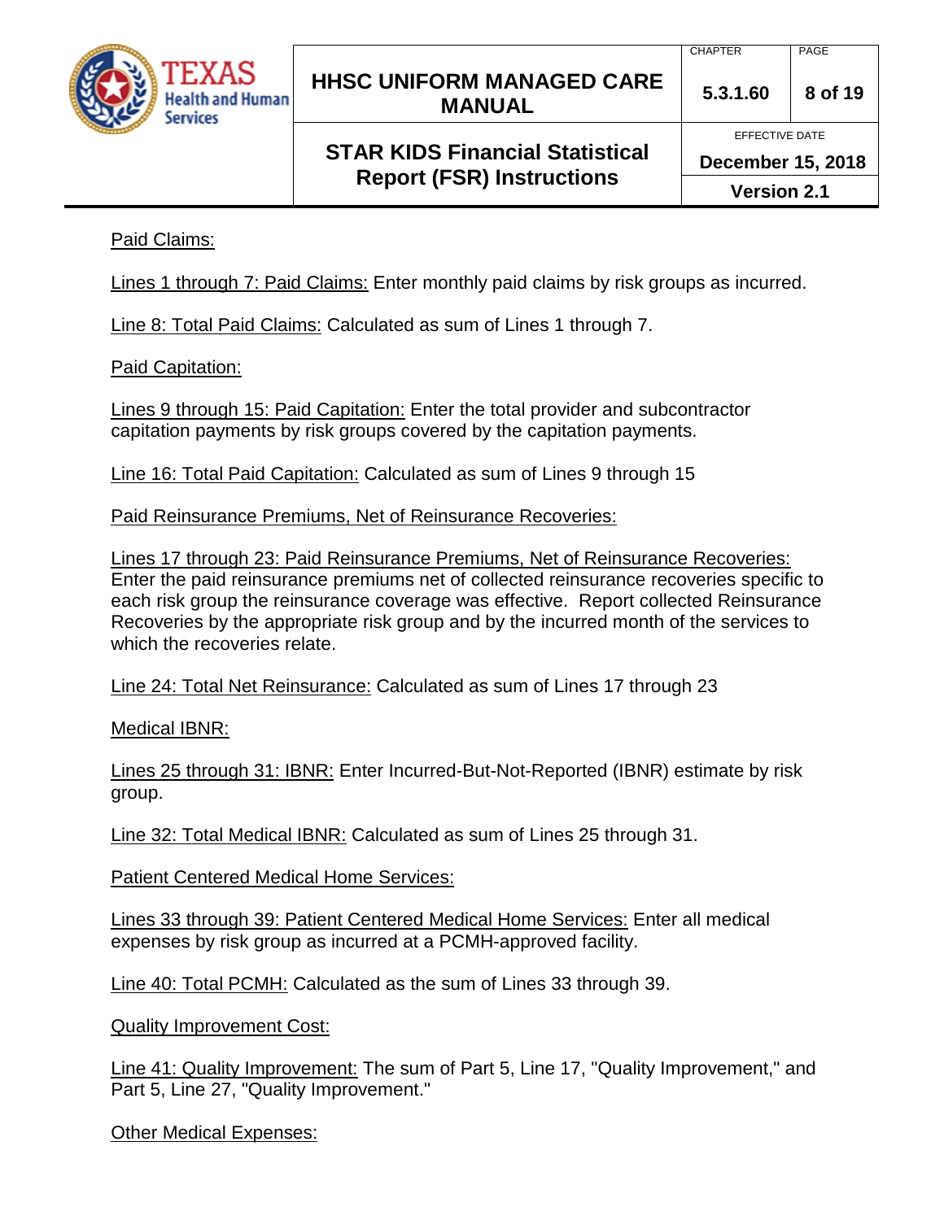Paid Claims:

Lines 1 through 7: Paid Claims: Enter monthly paid claims by risk groups as incurred.

Line 8: Total Paid Claims: Calculated as sum of Lines 1 through 7.

Paid Capitation:

Lines 9 through 15: Paid Capitation: Enter the total provider and subcontractor capitation payments by risk groups covered by the capitation payments.

Line 16: Total Paid Capitation: Calculated as sum of Lines 9 through 15

Paid Reinsurance Premiums, Net of Reinsurance Recoveries:

Lines 17 through 23: Paid Reinsurance Premiums, Net of Reinsurance Recoveries: Enter the paid reinsurance premiums net of collected reinsurance recoveries specific to each risk group the reinsurance coverage was effective. Report collected Reinsurance Recoveries by the appropriate risk group and by the incurred month of the services to which the recoveries relate.

Line 24: Total Net Reinsurance: Calculated as sum of Lines 17 through 23

Medical IBNR:

Lines 25 through 31: IBNR: Enter Incurred-But-Not-Reported (IBNR) estimate by risk group.

Line 32: Total Medical IBNR: Calculated as sum of Lines 25 through 31.

Patient Centered Medical Home Services:

Lines 33 through 39: Patient Centered Medical Home Services: Enter all medical expenses by risk group as incurred at a PCMH-approved facility.

Line 40: Total PCMH: Calculated as the sum of Lines 33 through 39.

Quality Improvement Cost:

Line 41: Quality Improvement: The sum of Part 5, Line 17, "Quality Improvement," and Part 5, Line 27, "Quality Improvement."

Other Medical Expenses: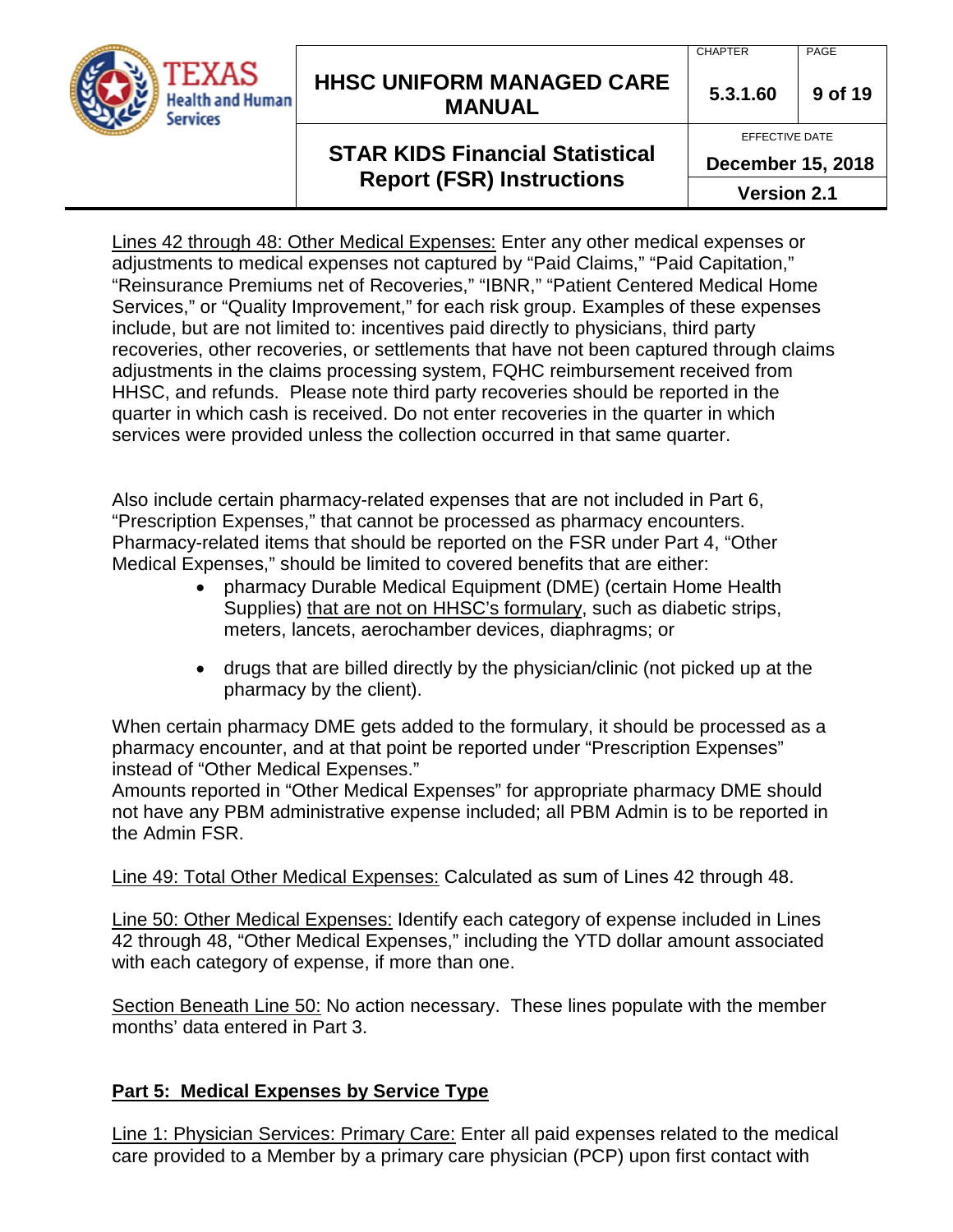Lines 42 through 48: Other Medical Expenses: Enter any other medical expenses or adjustments to medical expenses not captured by "Paid Claims," "Paid Capitation," "Reinsurance Premiums net of Recoveries," "IBNR," "Patient Centered Medical Home Services," or "Quality Improvement," for each risk group. Examples of these expenses include, but are not limited to: incentives paid directly to physicians, third party recoveries, other recoveries, or settlements that have not been captured through claims adjustments in the claims processing system, FQHC reimbursement received from HHSC, and refunds. Please note third party recoveries should be reported in the quarter in which cash is received. Do not enter recoveries in the quarter in which services were provided unless the collection occurred in that same quarter.

Also include certain pharmacy-related expenses that are not included in Part 6, "Prescription Expenses," that cannot be processed as pharmacy encounters. Pharmacy-related items that should be reported on the FSR under Part 4, "Other Medical Expenses," should be limited to covered benefits that are either:

- pharmacy Durable Medical Equipment (DME) (certain Home Health Supplies) that are not on HHSC's formulary, such as diabetic strips, meters, lancets, aerochamber devices, diaphragms; or
- drugs that are billed directly by the physician/clinic (not picked up at the pharmacy by the client).

When certain pharmacy DME gets added to the formulary, it should be processed as a pharmacy encounter, and at that point be reported under "Prescription Expenses" instead of "Other Medical Expenses."
Amounts reported in "Other Medical Expenses" for appropriate pharmacy DME should not have any PBM administrative expense included; all PBM Admin is to be reported in the Admin FSR.

Line 49: Total Other Medical Expenses: Calculated as sum of Lines 42 through 48.

Line 50: Other Medical Expenses: Identify each category of expense included in Lines 42 through 48, "Other Medical Expenses," including the YTD dollar amount associated with each category of expense, if more than one.

Section Beneath Line 50: No action necessary. These lines populate with the member months' data entered in Part 3.

## Part 5: Medical Expenses by Service Type

Line 1: Physician Services: Primary Care: Enter all paid expenses related to the medical care provided to a Member by a primary care physician (PCP) upon first contact with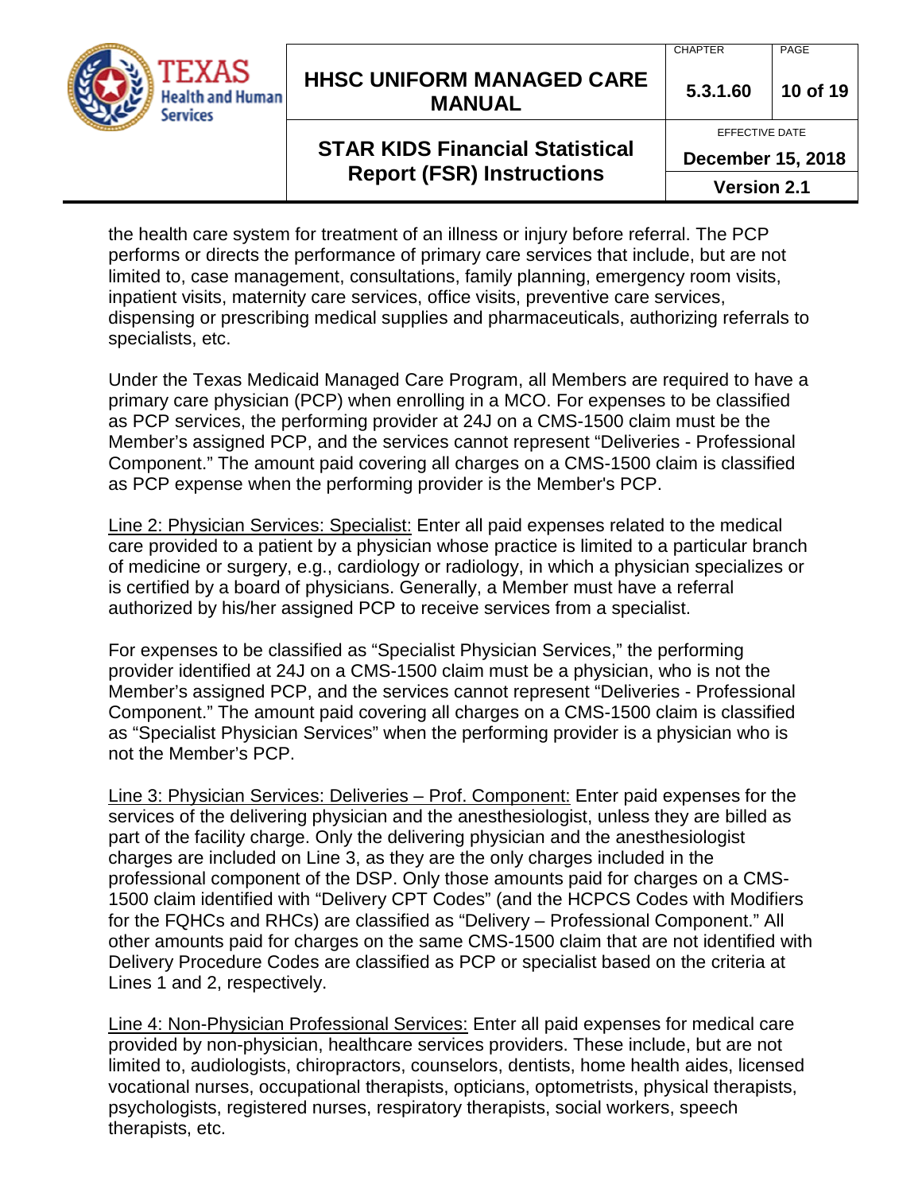the health care system for treatment of an illness or injury before referral. The PCP performs or directs the performance of primary care services that include, but are not limited to, case management, consultations, family planning, emergency room visits, inpatient visits, maternity care services, office visits, preventive care services, dispensing or prescribing medical supplies and pharmaceuticals, authorizing referrals to specialists, etc.

Under the Texas Medicaid Managed Care Program, all Members are required to have a primary care physician (PCP) when enrolling in a MCO. For expenses to be classified as PCP services, the performing provider at 24J on a CMS-1500 claim must be the Member's assigned PCP, and the services cannot represent "Deliveries - Professional Component." The amount paid covering all charges on a CMS-1500 claim is classified as PCP expense when the performing provider is the Member's PCP.

<u>Line 2: Physician Services: Specialist:</u> Enter all paid expenses related to the medical care provided to a patient by a physician whose practice is limited to a particular branch of medicine or surgery, e.g., cardiology or radiology, in which a physician specializes or is certified by a board of physicians. Generally, a Member must have a referral authorized by his/her assigned PCP to receive services from a specialist.

For expenses to be classified as "Specialist Physician Services," the performing provider identified at 24J on a CMS-1500 claim must be a physician, who is not the Member's assigned PCP, and the services cannot represent "Deliveries - Professional Component." The amount paid covering all charges on a CMS-1500 claim is classified as "Specialist Physician Services" when the performing provider is a physician who is not the Member's PCP.

<u>Line 3: Physician Services: Deliveries – Prof. Component:</u> Enter paid expenses for the services of the delivering physician and the anesthesiologist, unless they are billed as part of the facility charge. Only the delivering physician and the anesthesiologist charges are included on Line 3, as they are the only charges included in the professional component of the DSP. Only those amounts paid for charges on a CMS-1500 claim identified with "Delivery CPT Codes" (and the HCPCS Codes with Modifiers for the FQHCs and RHCs) are classified as "Delivery – Professional Component." All other amounts paid for charges on the same CMS-1500 claim that are not identified with Delivery Procedure Codes are classified as PCP or specialist based on the criteria at Lines 1 and 2, respectively.

<u>Line 4: Non-Physician Professional Services:</u> Enter all paid expenses for medical care provided by non-physician, healthcare services providers. These include, but are not limited to, audiologists, chiropractors, counselors, dentists, home health aides, licensed vocational nurses, occupational therapists, opticians, optometrists, physical therapists, psychologists, registered nurses, respiratory therapists, social workers, speech therapists, etc.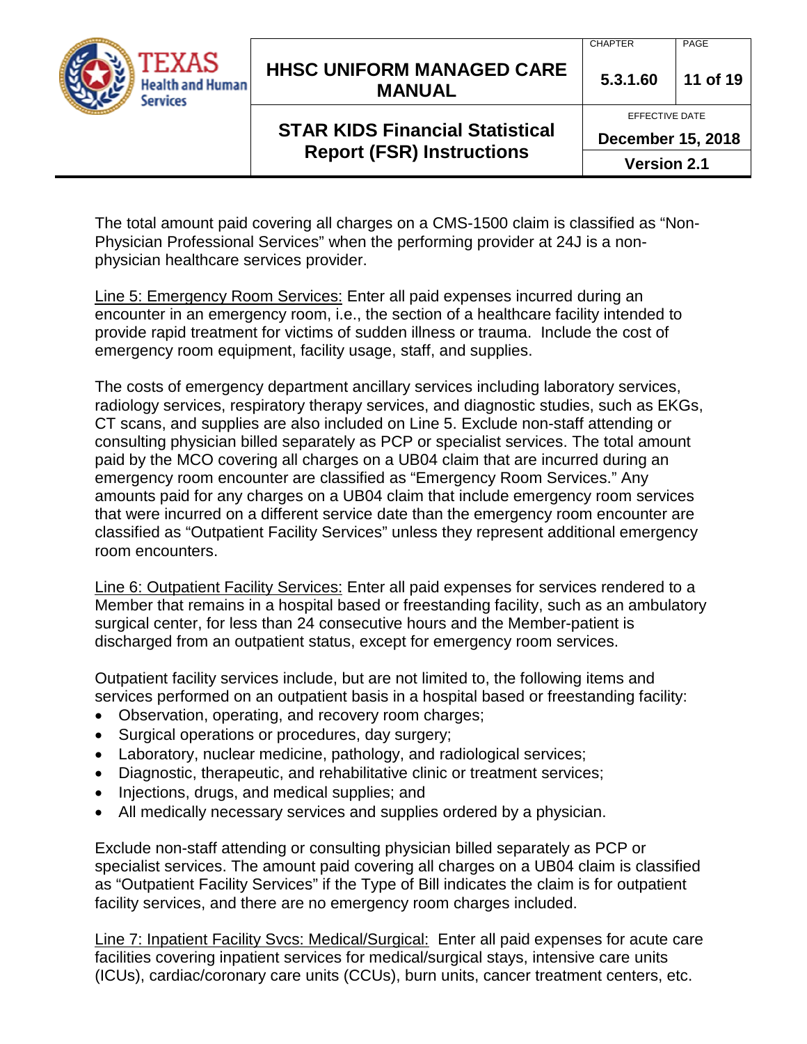The total amount paid covering all charges on a CMS-1500 claim is classified as "Non-Physician Professional Services" when the performing provider at 24J is a non-physician healthcare services provider.

Line 5: Emergency Room Services: Enter all paid expenses incurred during an encounter in an emergency room, i.e., the section of a healthcare facility intended to provide rapid treatment for victims of sudden illness or trauma. Include the cost of emergency room equipment, facility usage, staff, and supplies.

The costs of emergency department ancillary services including laboratory services, radiology services, respiratory therapy services, and diagnostic studies, such as EKGs, CT scans, and supplies are also included on Line 5. Exclude non-staff attending or consulting physician billed separately as PCP or specialist services. The total amount paid by the MCO covering all charges on a UB04 claim that are incurred during an emergency room encounter are classified as "Emergency Room Services." Any amounts paid for any charges on a UB04 claim that include emergency room services that were incurred on a different service date than the emergency room encounter are classified as "Outpatient Facility Services" unless they represent additional emergency room encounters.

Line 6: Outpatient Facility Services: Enter all paid expenses for services rendered to a Member that remains in a hospital based or freestanding facility, such as an ambulatory surgical center, for less than 24 consecutive hours and the Member-patient is discharged from an outpatient status, except for emergency room services.

Outpatient facility services include, but are not limited to, the following items and services performed on an outpatient basis in a hospital based or freestanding facility:

- Observation, operating, and recovery room charges;
- Surgical operations or procedures, day surgery;
- Laboratory, nuclear medicine, pathology, and radiological services;
- Diagnostic, therapeutic, and rehabilitative clinic or treatment services;
- Injections, drugs, and medical supplies; and
- All medically necessary services and supplies ordered by a physician.

Exclude non-staff attending or consulting physician billed separately as PCP or specialist services. The amount paid covering all charges on a UB04 claim is classified as "Outpatient Facility Services" if the Type of Bill indicates the claim is for outpatient facility services, and there are no emergency room charges included.

Line 7: Inpatient Facility Svcs: Medical/Surgical: Enter all paid expenses for acute care facilities covering inpatient services for medical/surgical stays, intensive care units (ICUs), cardiac/coronary care units (CCUs), burn units, cancer treatment centers, etc.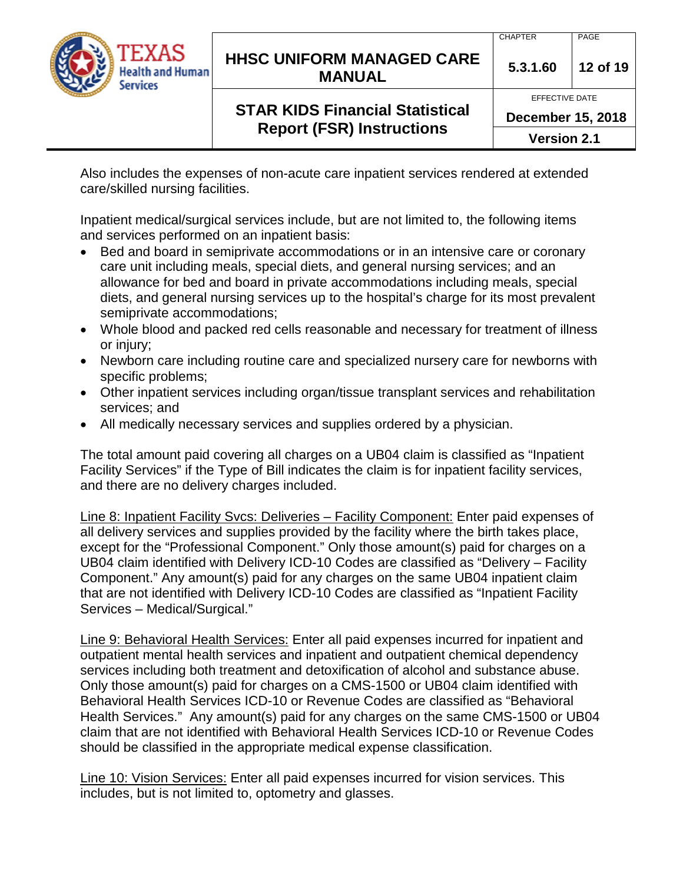Also includes the expenses of non-acute care inpatient services rendered at extended care/skilled nursing facilities.

Inpatient medical/surgical services include, but are not limited to, the following items and services performed on an inpatient basis:

- Bed and board in semiprivate accommodations or in an intensive care or coronary care unit including meals, special diets, and general nursing services; and an allowance for bed and board in private accommodations including meals, special diets, and general nursing services up to the hospital's charge for its most prevalent semiprivate accommodations;
- Whole blood and packed red cells reasonable and necessary for treatment of illness or injury;
- Newborn care including routine care and specialized nursery care for newborns with specific problems;
- Other inpatient services including organ/tissue transplant services and rehabilitation services; and
- All medically necessary services and supplies ordered by a physician.

The total amount paid covering all charges on a UB04 claim is classified as "Inpatient Facility Services" if the Type of Bill indicates the claim is for inpatient facility services, and there are no delivery charges included.

<u>Line 8: Inpatient Facility Svcs: Deliveries – Facility Component:</u> Enter paid expenses of all delivery services and supplies provided by the facility where the birth takes place, except for the "Professional Component." Only those amount(s) paid for charges on a UB04 claim identified with Delivery ICD-10 Codes are classified as "Delivery – Facility Component." Any amount(s) paid for any charges on the same UB04 inpatient claim that are not identified with Delivery ICD-10 Codes are classified as "Inpatient Facility Services – Medical/Surgical."

<u>Line 9: Behavioral Health Services:</u> Enter all paid expenses incurred for inpatient and outpatient mental health services and inpatient and outpatient chemical dependency services including both treatment and detoxification of alcohol and substance abuse. Only those amount(s) paid for charges on a CMS-1500 or UB04 claim identified with Behavioral Health Services ICD-10 or Revenue Codes are classified as "Behavioral Health Services." Any amount(s) paid for any charges on the same CMS-1500 or UB04 claim that are not identified with Behavioral Health Services ICD-10 or Revenue Codes should be classified in the appropriate medical expense classification.

<u>Line 10: Vision Services:</u> Enter all paid expenses incurred for vision services. This includes, but is not limited to, optometry and glasses.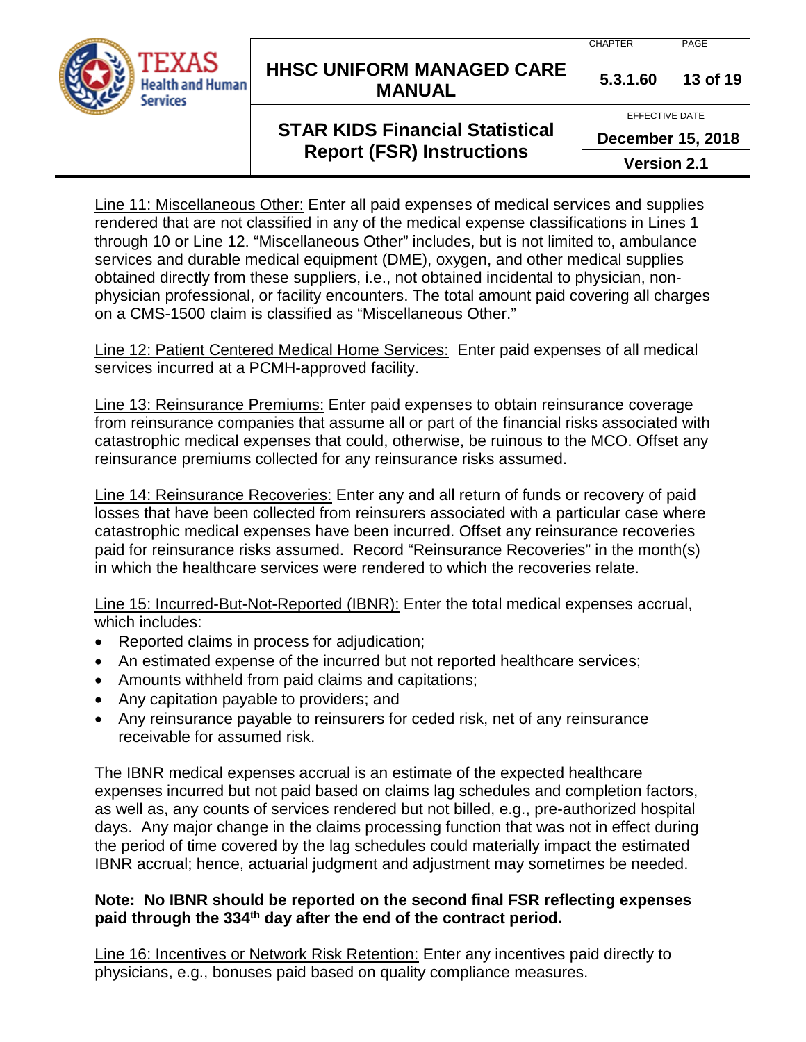Line 11: Miscellaneous Other: Enter all paid expenses of medical services and supplies rendered that are not classified in any of the medical expense classifications in Lines 1 through 10 or Line 12. "Miscellaneous Other" includes, but is not limited to, ambulance services and durable medical equipment (DME), oxygen, and other medical supplies obtained directly from these suppliers, i.e., not obtained incidental to physician, non-physician professional, or facility encounters. The total amount paid covering all charges on a CMS-1500 claim is classified as "Miscellaneous Other."

Line 12: Patient Centered Medical Home Services: Enter paid expenses of all medical services incurred at a PCMH-approved facility.

Line 13: Reinsurance Premiums: Enter paid expenses to obtain reinsurance coverage from reinsurance companies that assume all or part of the financial risks associated with catastrophic medical expenses that could, otherwise, be ruinous to the MCO. Offset any reinsurance premiums collected for any reinsurance risks assumed.

Line 14: Reinsurance Recoveries: Enter any and all return of funds or recovery of paid losses that have been collected from reinsurers associated with a particular case where catastrophic medical expenses have been incurred. Offset any reinsurance recoveries paid for reinsurance risks assumed. Record "Reinsurance Recoveries" in the month(s) in which the healthcare services were rendered to which the recoveries relate.

Line 15: Incurred-But-Not-Reported (IBNR): Enter the total medical expenses accrual, which includes:

- Reported claims in process for adjudication;
- An estimated expense of the incurred but not reported healthcare services;
- Amounts withheld from paid claims and capitations;
- Any capitation payable to providers; and
- Any reinsurance payable to reinsurers for ceded risk, net of any reinsurance receivable for assumed risk.

The IBNR medical expenses accrual is an estimate of the expected healthcare expenses incurred but not paid based on claims lag schedules and completion factors, as well as, any counts of services rendered but not billed, e.g., pre-authorized hospital days. Any major change in the claims processing function that was not in effect during the period of time covered by the lag schedules could materially impact the estimated IBNR accrual; hence, actuarial judgment and adjustment may sometimes be needed.

**Note: No IBNR should be reported on the second final FSR reflecting expenses paid through the 334th day after the end of the contract period.**

Line 16: Incentives or Network Risk Retention: Enter any incentives paid directly to physicians, e.g., bonuses paid based on quality compliance measures.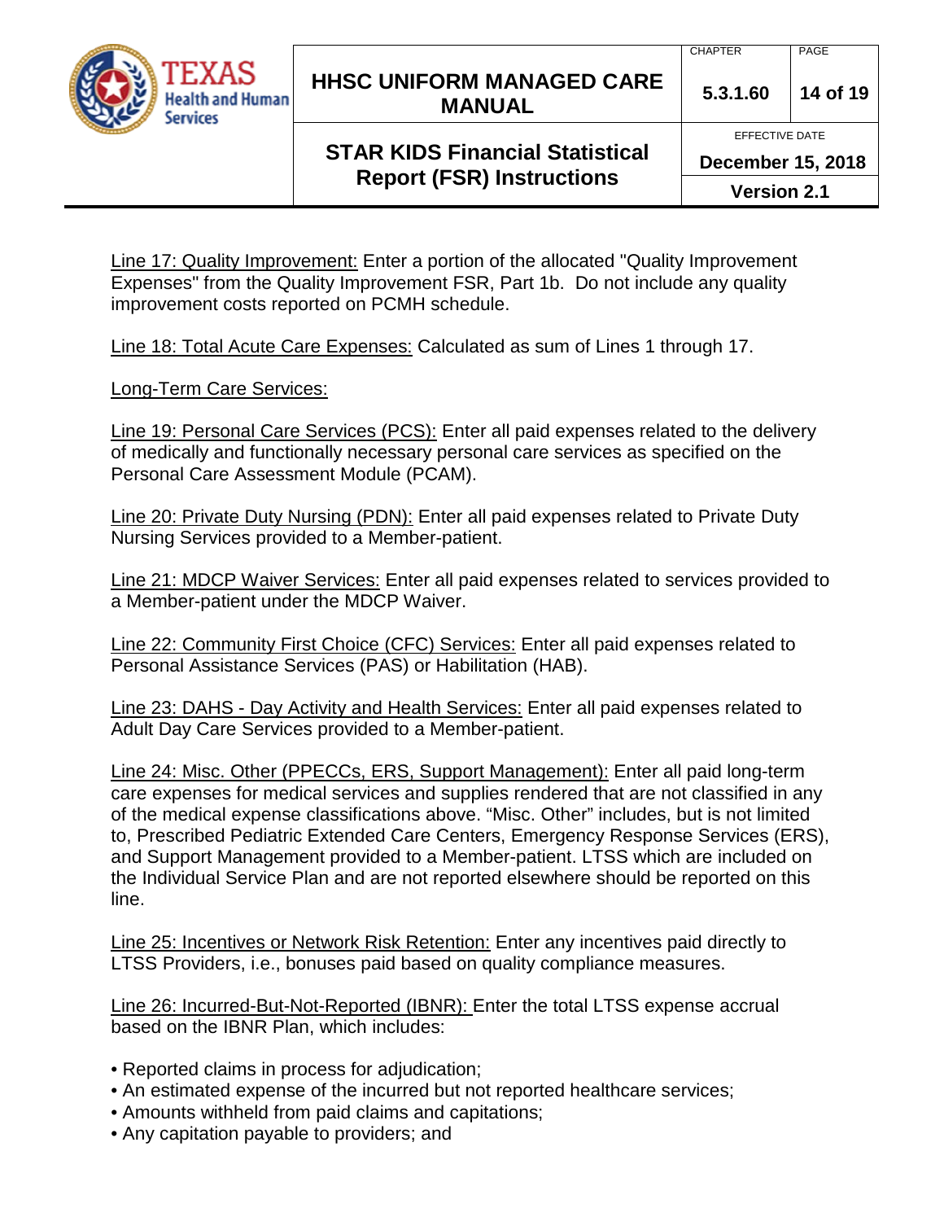Line 17: Quality Improvement: Enter a portion of the allocated "Quality Improvement Expenses" from the Quality Improvement FSR, Part 1b. Do not include any quality improvement costs reported on PCMH schedule.

Line 18: Total Acute Care Expenses: Calculated as sum of Lines 1 through 17.

Long-Term Care Services:

Line 19: Personal Care Services (PCS): Enter all paid expenses related to the delivery of medically and functionally necessary personal care services as specified on the Personal Care Assessment Module (PCAM).

Line 20: Private Duty Nursing (PDN): Enter all paid expenses related to Private Duty Nursing Services provided to a Member-patient.

Line 21: MDCP Waiver Services: Enter all paid expenses related to services provided to a Member-patient under the MDCP Waiver.

Line 22: Community First Choice (CFC) Services: Enter all paid expenses related to Personal Assistance Services (PAS) or Habilitation (HAB).

Line 23: DAHS - Day Activity and Health Services: Enter all paid expenses related to Adult Day Care Services provided to a Member-patient.

Line 24: Misc. Other (PPECCs, ERS, Support Management): Enter all paid long-term care expenses for medical services and supplies rendered that are not classified in any of the medical expense classifications above. “Misc. Other” includes, but is not limited to, Prescribed Pediatric Extended Care Centers, Emergency Response Services (ERS), and Support Management provided to a Member-patient. LTSS which are included on the Individual Service Plan and are not reported elsewhere should be reported on this line.

Line 25: Incentives or Network Risk Retention: Enter any incentives paid directly to LTSS Providers, i.e., bonuses paid based on quality compliance measures.

Line 26: Incurred-But-Not-Reported (IBNR): Enter the total LTSS expense accrual based on the IBNR Plan, which includes:

- Reported claims in process for adjudication;
- An estimated expense of the incurred but not reported healthcare services;
- Amounts withheld from paid claims and capitations;
- Any capitation payable to providers; and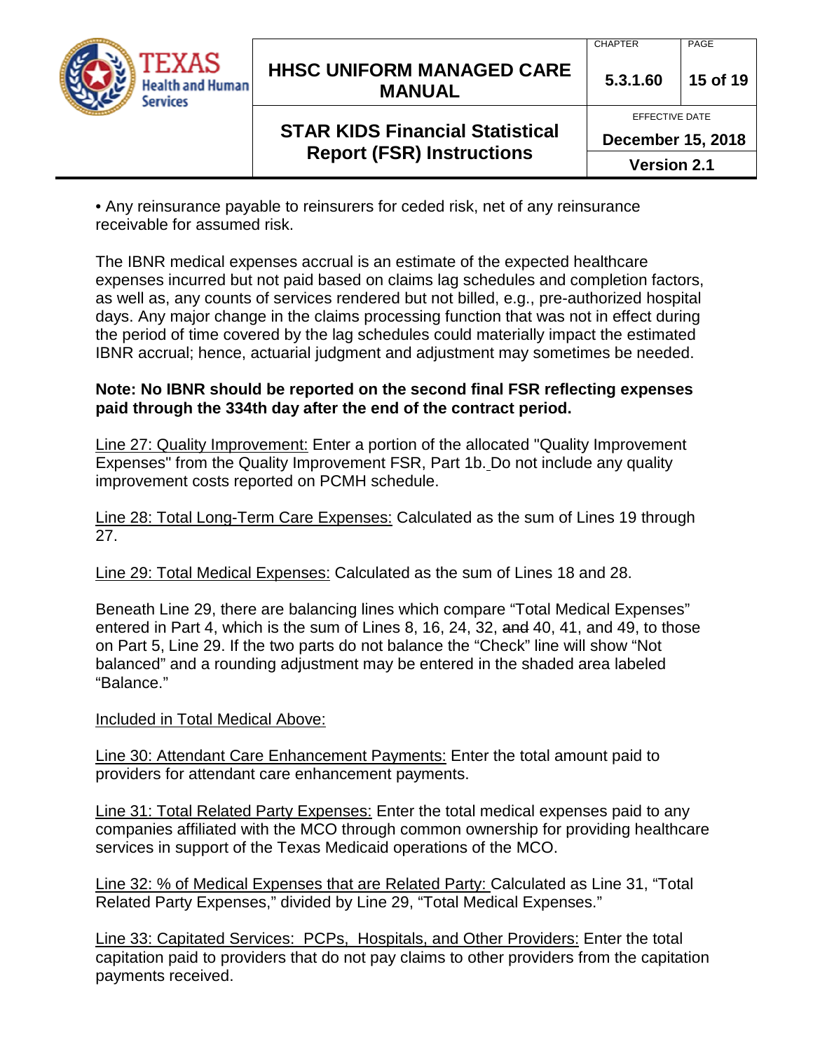• Any reinsurance payable to reinsurers for ceded risk, net of any reinsurance receivable for assumed risk.

The IBNR medical expenses accrual is an estimate of the expected healthcare expenses incurred but not paid based on claims lag schedules and completion factors, as well as, any counts of services rendered but not billed, e.g., pre-authorized hospital days. Any major change in the claims processing function that was not in effect during the period of time covered by the lag schedules could materially impact the estimated IBNR accrual; hence, actuarial judgment and adjustment may sometimes be needed.

**Note: No IBNR should be reported on the second final FSR reflecting expenses paid through the 334th day after the end of the contract period.**

<u>Line 27: Quality Improvement:</u> Enter a portion of the allocated "Quality Improvement Expenses" from the Quality Improvement FSR, Part 1b. Do not include any quality improvement costs reported on PCMH schedule.

<u>Line 28: Total Long-Term Care Expenses:</u> Calculated as the sum of Lines 19 through 27.

<u>Line 29: Total Medical Expenses:</u> Calculated as the sum of Lines 18 and 28.

Beneath Line 29, there are balancing lines which compare "Total Medical Expenses" entered in Part 4, which is the sum of Lines 8, 16, 24, 32, ~~and~~ 40, 41, and 49, to those on Part 5, Line 29. If the two parts do not balance the "Check" line will show "Not balanced" and a rounding adjustment may be entered in the shaded area labeled "Balance."

<u>Included in Total Medical Above:</u>

<u>Line 30: Attendant Care Enhancement Payments:</u> Enter the total amount paid to providers for attendant care enhancement payments.

<u>Line 31: Total Related Party Expenses:</u> Enter the total medical expenses paid to any companies affiliated with the MCO through common ownership for providing healthcare services in support of the Texas Medicaid operations of the MCO.

<u>Line 32: % of Medical Expenses that are Related Party:</u> Calculated as Line 31, "Total Related Party Expenses," divided by Line 29, "Total Medical Expenses."

<u>Line 33: Capitated Services: PCPs, Hospitals, and Other Providers:</u> Enter the total capitation paid to providers that do not pay claims to other providers from the capitation payments received.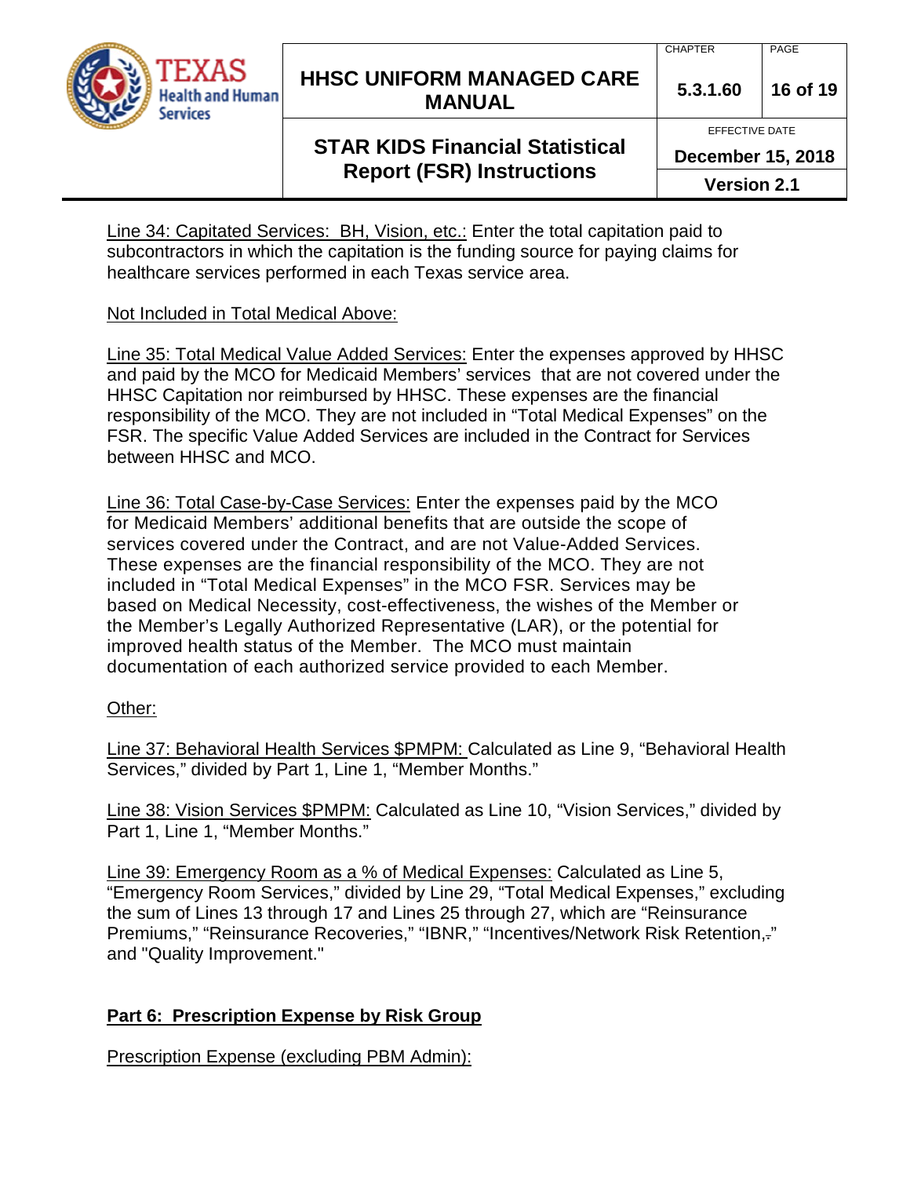Line 34: Capitated Services: BH, Vision, etc.: Enter the total capitation paid to subcontractors in which the capitation is the funding source for paying claims for healthcare services performed in each Texas service area.

Not Included in Total Medical Above:

Line 35: Total Medical Value Added Services: Enter the expenses approved by HHSC and paid by the MCO for Medicaid Members' services that are not covered under the HHSC Capitation nor reimbursed by HHSC. These expenses are the financial responsibility of the MCO. They are not included in "Total Medical Expenses" on the FSR. The specific Value Added Services are included in the Contract for Services between HHSC and MCO.

Line 36: Total Case-by-Case Services: Enter the expenses paid by the MCO for Medicaid Members' additional benefits that are outside the scope of services covered under the Contract, and are not Value-Added Services. These expenses are the financial responsibility of the MCO. They are not included in "Total Medical Expenses" in the MCO FSR. Services may be based on Medical Necessity, cost-effectiveness, the wishes of the Member or the Member's Legally Authorized Representative (LAR), or the potential for improved health status of the Member. The MCO must maintain documentation of each authorized service provided to each Member.

Other:

Line 37: Behavioral Health Services $PMPM: Calculated as Line 9, "Behavioral Health Services," divided by Part 1, Line 1, "Member Months."

Line 38: Vision Services $PMPM: Calculated as Line 10, "Vision Services," divided by Part 1, Line 1, "Member Months."

Line 39: Emergency Room as a % of Medical Expenses: Calculated as Line 5, "Emergency Room Services," divided by Line 29, "Total Medical Expenses," excluding the sum of Lines 13 through 17 and Lines 25 through 27, which are "Reinsurance Premiums," "Reinsurance Recoveries," "IBNR," "Incentives/Network Risk Retention," and "Quality Improvement."

## Part 6: Prescription Expense by Risk Group

Prescription Expense (excluding PBM Admin):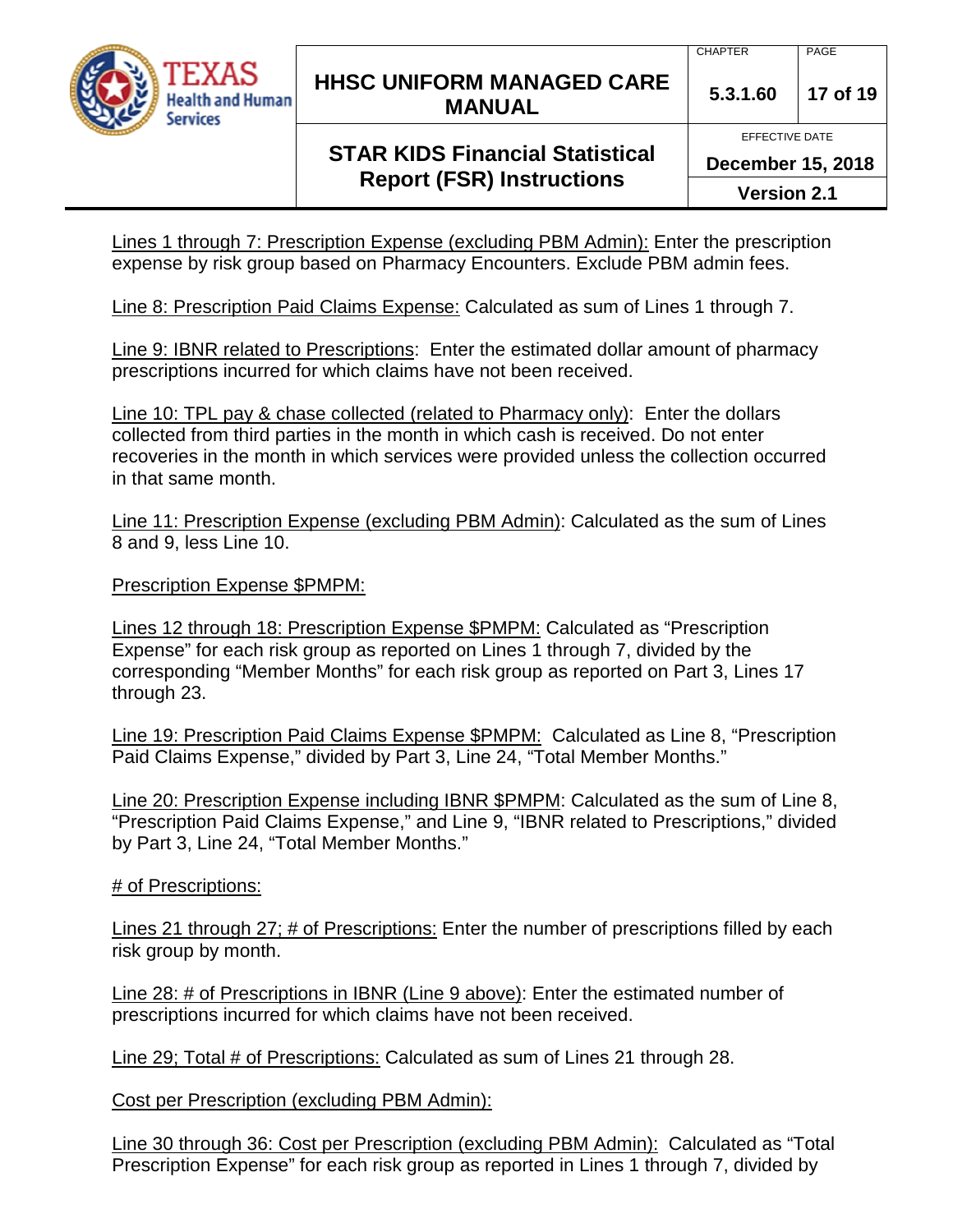Lines 1 through 7: Prescription Expense (excluding PBM Admin): Enter the prescription expense by risk group based on Pharmacy Encounters. Exclude PBM admin fees.

Line 8: Prescription Paid Claims Expense: Calculated as sum of Lines 1 through 7.

Line 9: IBNR related to Prescriptions: Enter the estimated dollar amount of pharmacy prescriptions incurred for which claims have not been received.

Line 10: TPL pay & chase collected (related to Pharmacy only): Enter the dollars collected from third parties in the month in which cash is received. Do not enter recoveries in the month in which services were provided unless the collection occurred in that same month.

Line 11: Prescription Expense (excluding PBM Admin): Calculated as the sum of Lines 8 and 9, less Line 10.

Prescription Expense $PMPM:

Lines 12 through 18: Prescription Expense $PMPM: Calculated as "Prescription Expense" for each risk group as reported on Lines 1 through 7, divided by the corresponding "Member Months" for each risk group as reported on Part 3, Lines 17 through 23.

Line 19: Prescription Paid Claims Expense $PMPM: Calculated as Line 8, "Prescription Paid Claims Expense," divided by Part 3, Line 24, "Total Member Months."

Line 20: Prescription Expense including IBNR $PMPM: Calculated as the sum of Line 8, "Prescription Paid Claims Expense," and Line 9, "IBNR related to Prescriptions," divided by Part 3, Line 24, "Total Member Months."

# of Prescriptions:

Lines 21 through 27; # of Prescriptions: Enter the number of prescriptions filled by each risk group by month.

Line 28: # of Prescriptions in IBNR (Line 9 above): Enter the estimated number of prescriptions incurred for which claims have not been received.

Line 29; Total # of Prescriptions: Calculated as sum of Lines 21 through 28.

Cost per Prescription (excluding PBM Admin):

Line 30 through 36: Cost per Prescription (excluding PBM Admin): Calculated as "Total Prescription Expense" for each risk group as reported in Lines 1 through 7, divided by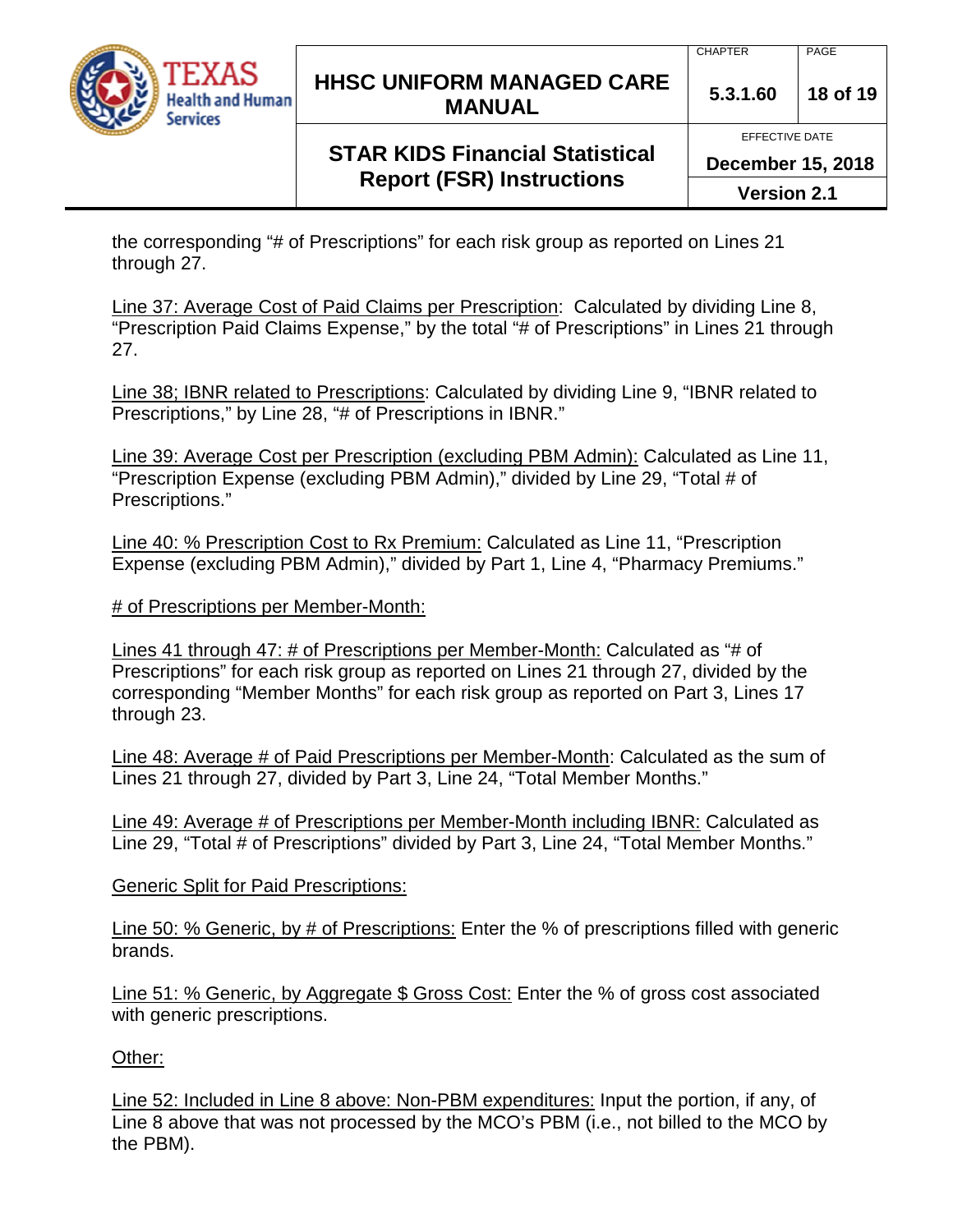the corresponding "# of Prescriptions" for each risk group as reported on Lines 21 through 27.

<u>Line 37: Average Cost of Paid Claims per Prescription</u>: Calculated by dividing Line 8, "Prescription Paid Claims Expense," by the total "# of Prescriptions" in Lines 21 through 27.

<u>Line 38; IBNR related to Prescriptions</u>: Calculated by dividing Line 9, "IBNR related to Prescriptions," by Line 28, "# of Prescriptions in IBNR."

<u>Line 39: Average Cost per Prescription (excluding PBM Admin):</u> Calculated as Line 11, "Prescription Expense (excluding PBM Admin)," divided by Line 29, "Total # of Prescriptions."

<u>Line 40: % Prescription Cost to Rx Premium:</u> Calculated as Line 11, "Prescription Expense (excluding PBM Admin)," divided by Part 1, Line 4, "Pharmacy Premiums."

<u># of Prescriptions per Member-Month:</u>

<u>Lines 41 through 47: # of Prescriptions per Member-Month:</u> Calculated as "# of Prescriptions" for each risk group as reported on Lines 21 through 27, divided by the corresponding "Member Months" for each risk group as reported on Part 3, Lines 17 through 23.

<u>Line 48: Average # of Paid Prescriptions per Member-Month</u>: Calculated as the sum of Lines 21 through 27, divided by Part 3, Line 24, "Total Member Months."

<u>Line 49: Average # of Prescriptions per Member-Month including IBNR:</u> Calculated as Line 29, "Total # of Prescriptions" divided by Part 3, Line 24, "Total Member Months."

<u>Generic Split for Paid Prescriptions:</u>

<u>Line 50: % Generic, by # of Prescriptions:</u> Enter the % of prescriptions filled with generic brands.

<u>Line 51: % Generic, by Aggregate $ Gross Cost:</u> Enter the % of gross cost associated with generic prescriptions.

<u>Other:</u>

<u>Line 52: Included in Line 8 above: Non-PBM expenditures:</u> Input the portion, if any, of Line 8 above that was not processed by the MCO's PBM (i.e., not billed to the MCO by the PBM).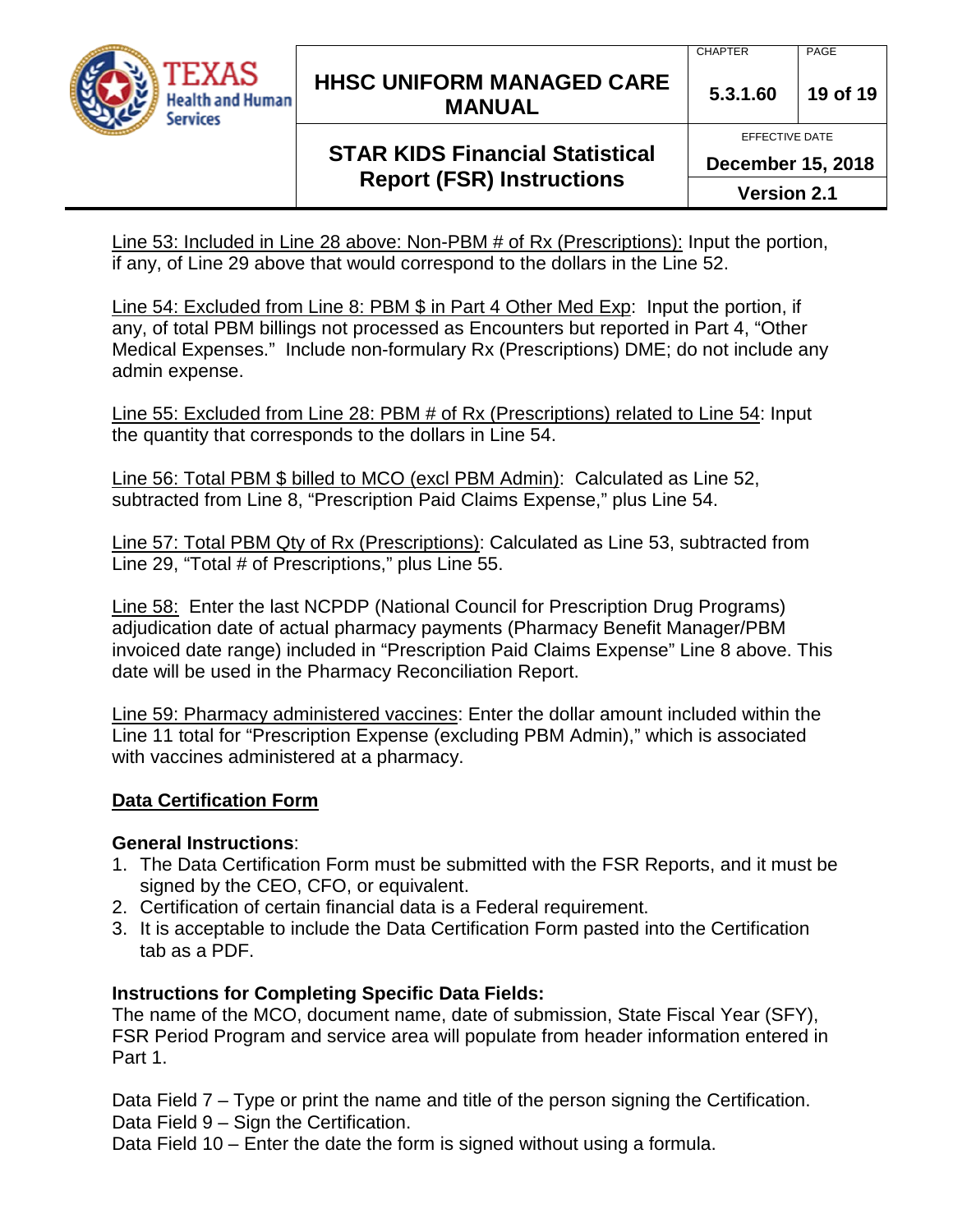Line 53: Included in Line 28 above: Non-PBM # of Rx (Prescriptions): Input the portion, if any, of Line 29 above that would correspond to the dollars in the Line 52.

Line 54: Excluded from Line 8: PBM $ in Part 4 Other Med Exp: Input the portion, if any, of total PBM billings not processed as Encounters but reported in Part 4, "Other Medical Expenses." Include non-formulary Rx (Prescriptions) DME; do not include any admin expense.

Line 55: Excluded from Line 28: PBM # of Rx (Prescriptions) related to Line 54: Input the quantity that corresponds to the dollars in Line 54.

Line 56: Total PBM $ billed to MCO (excl PBM Admin): Calculated as Line 52, subtracted from Line 8, "Prescription Paid Claims Expense," plus Line 54.

Line 57: Total PBM Qty of Rx (Prescriptions): Calculated as Line 53, subtracted from Line 29, "Total # of Prescriptions," plus Line 55.

Line 58: Enter the last NCPDP (National Council for Prescription Drug Programs) adjudication date of actual pharmacy payments (Pharmacy Benefit Manager/PBM invoiced date range) included in "Prescription Paid Claims Expense" Line 8 above. This date will be used in the Pharmacy Reconciliation Report.

Line 59: Pharmacy administered vaccines: Enter the dollar amount included within the Line 11 total for "Prescription Expense (excluding PBM Admin)," which is associated with vaccines administered at a pharmacy.

## Data Certification Form

**General Instructions**:

1. The Data Certification Form must be submitted with the FSR Reports, and it must be signed by the CEO, CFO, or equivalent.
2. Certification of certain financial data is a Federal requirement.
3. It is acceptable to include the Data Certification Form pasted into the Certification tab as a PDF.

**Instructions for Completing Specific Data Fields:**

The name of the MCO, document name, date of submission, State Fiscal Year (SFY), FSR Period Program and service area will populate from header information entered in Part 1.

Data Field 7 – Type or print the name and title of the person signing the Certification.
Data Field 9 – Sign the Certification.
Data Field 10 – Enter the date the form is signed without using a formula.